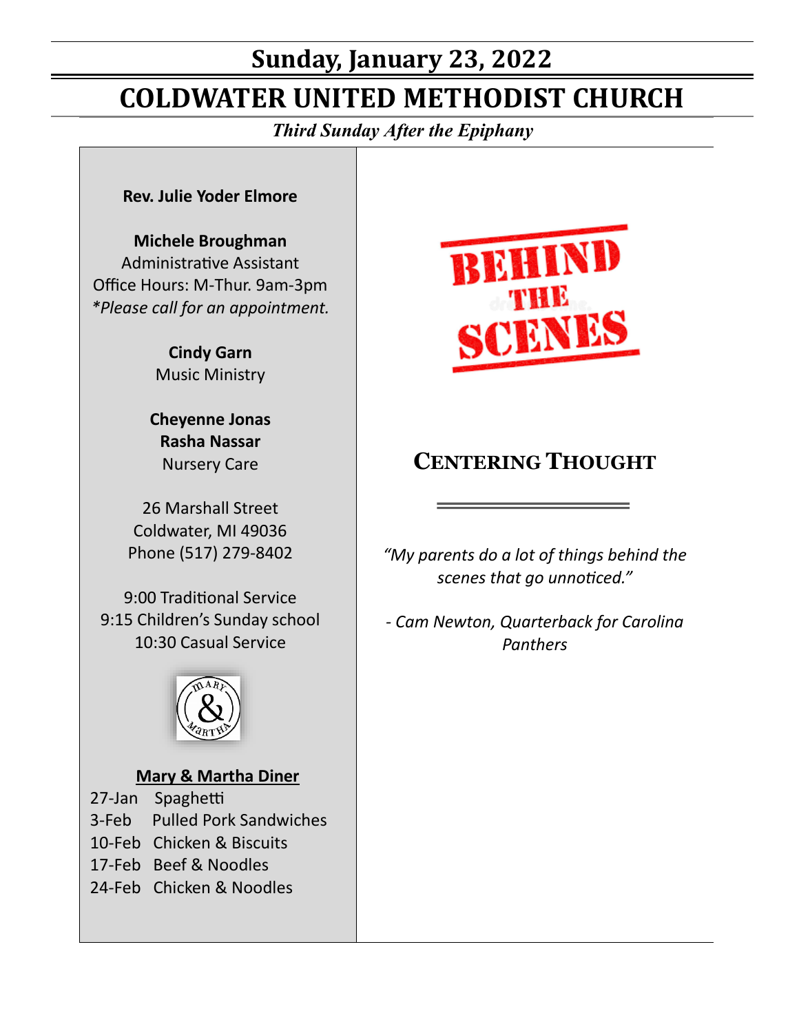# Sunday, January 23, 2022

# COLDWATER UNITED METHODIST CHURCH

*Third Sunday After the Epiphany*

**Rev. Julie Yoder Elmore**

**Michele Broughman**
Administrative Assistant
Office Hours: M-Thur. 9am-3pm
*\*Please call for an appointment.*

**Cindy Garn**
Music Ministry

**Cheyenne Jonas**
**Rasha Nassar**
Nursery Care

26 Marshall Street
Coldwater, MI 49036
Phone (517) 279-8402

9:00 Traditional Service
9:15 Children's Sunday school
10:30 Casual Service

**Mary & Martha Diner**

| | |
|---|---|
| 27-Jan | Spaghetti |
| 3-Feb | Pulled Pork Sandwiches |
| 10-Feb | Chicken & Biscuits |
| 17-Feb | Beef & Noodles |
| 24-Feb | Chicken & Noodles |

BEHIND THE SCENES

## CENTERING THOUGHT

*"My parents do a lot of things behind the scenes that go unnoticed."*

*- Cam Newton, Quarterback for Carolina Panthers*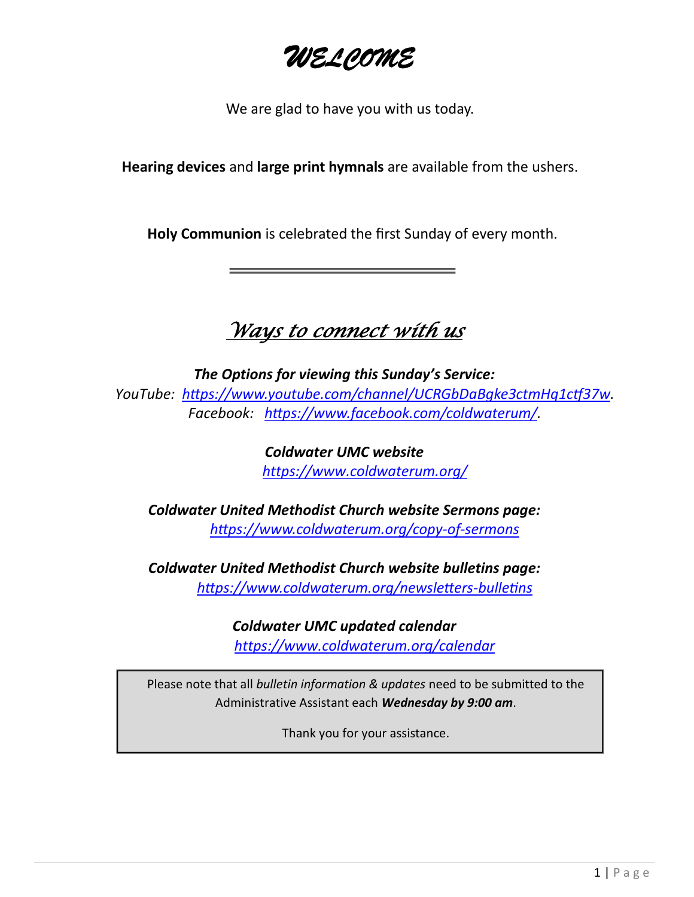# *WELCOME*

We are glad to have you with us today.

**Hearing devices** and **large print hymnals** are available from the ushers.

**Holy Communion** is celebrated the first Sunday of every month.

---

## *Ways to connect with us*

***The Options for viewing this Sunday's Service:***
*YouTube: https://www.youtube.com/channel/UCRGbDaBgke3ctmHq1ctf37w.*
*Facebook: https://www.facebook.com/coldwaterum/.*

***Coldwater UMC website***
*https://www.coldwaterum.org/*

***Coldwater United Methodist Church website Sermons page:***
*https://www.coldwaterum.org/copy-of-sermons*

***Coldwater United Methodist Church website bulletins page:***
*https://www.coldwaterum.org/newsletters-bulletins*

***Coldwater UMC updated calendar***
*https://www.coldwaterum.org/calendar*

Please note that all *bulletin information & updates* need to be submitted to the Administrative Assistant each ***Wednesday by 9:00 am***.

Thank you for your assistance.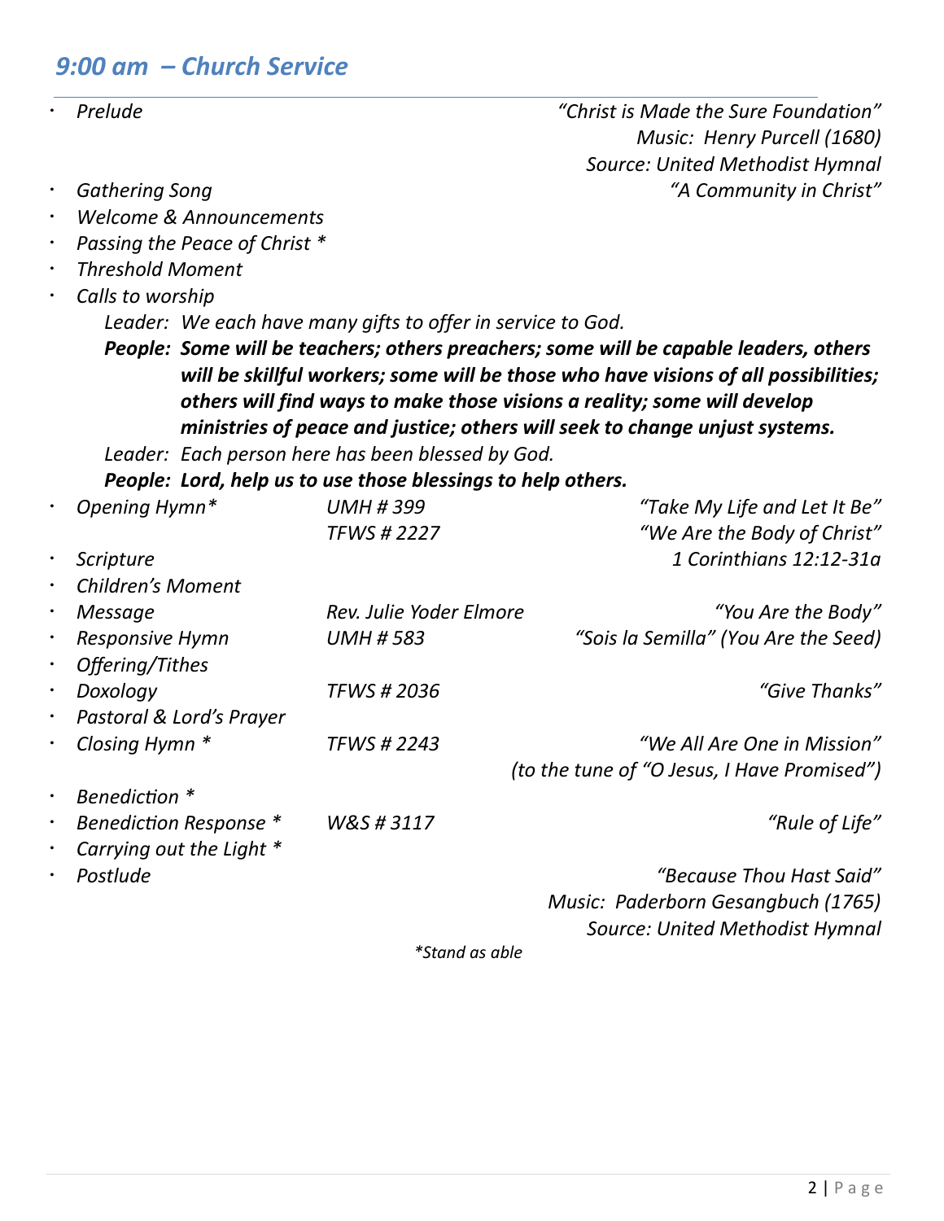## *9:00 am – Church Service*

- *Prelude* — *"Christ is Made the Sure Foundation"*
  *Music: Henry Purcell (1680)*
  *Source: United Methodist Hymnal*
- *Gathering Song* — *"A Community in Christ"*
- *Welcome & Announcements*
- *Passing the Peace of Christ **
- *Threshold Moment*
- *Calls to worship*

  *Leader: We each have many gifts to offer in service to God.*

  ***People: Some will be teachers; others preachers; some will be capable leaders, others will be skillful workers; some will be those who have visions of all possibilities; others will find ways to make those visions a reality; some will develop ministries of peace and justice; others will seek to change unjust systems.***

  *Leader: Each person here has been blessed by God.*

  ***People: Lord, help us to use those blessings to help others.***

- *Opening Hymn** — *UMH # 399* — *"Take My Life and Let It Be"*
  *TFWS # 2227* — *"We Are the Body of Christ"*
- *Scripture* — *1 Corinthians 12:12-31a*
- *Children's Moment*
- *Message* — *Rev. Julie Yoder Elmore* — *"You Are the Body"*
- *Responsive Hymn* — *UMH # 583* — *"Sois la Semilla" (You Are the Seed)*
- *Offering/Tithes*
- *Doxology* — *TFWS # 2036* — *"Give Thanks"*
- *Pastoral & Lord's Prayer*
- *Closing Hymn ** — *TFWS # 2243* — *"We All Are One in Mission"*
  *(to the tune of "O Jesus, I Have Promised")*
- *Benediction **
- *Benediction Response ** — *W&S # 3117* — *"Rule of Life"*
- *Carrying out the Light **
- *Postlude* — *"Because Thou Hast Said"*
  *Music: Paderborn Gesangbuch (1765)*
  *Source: United Methodist Hymnal*

**Stand as able*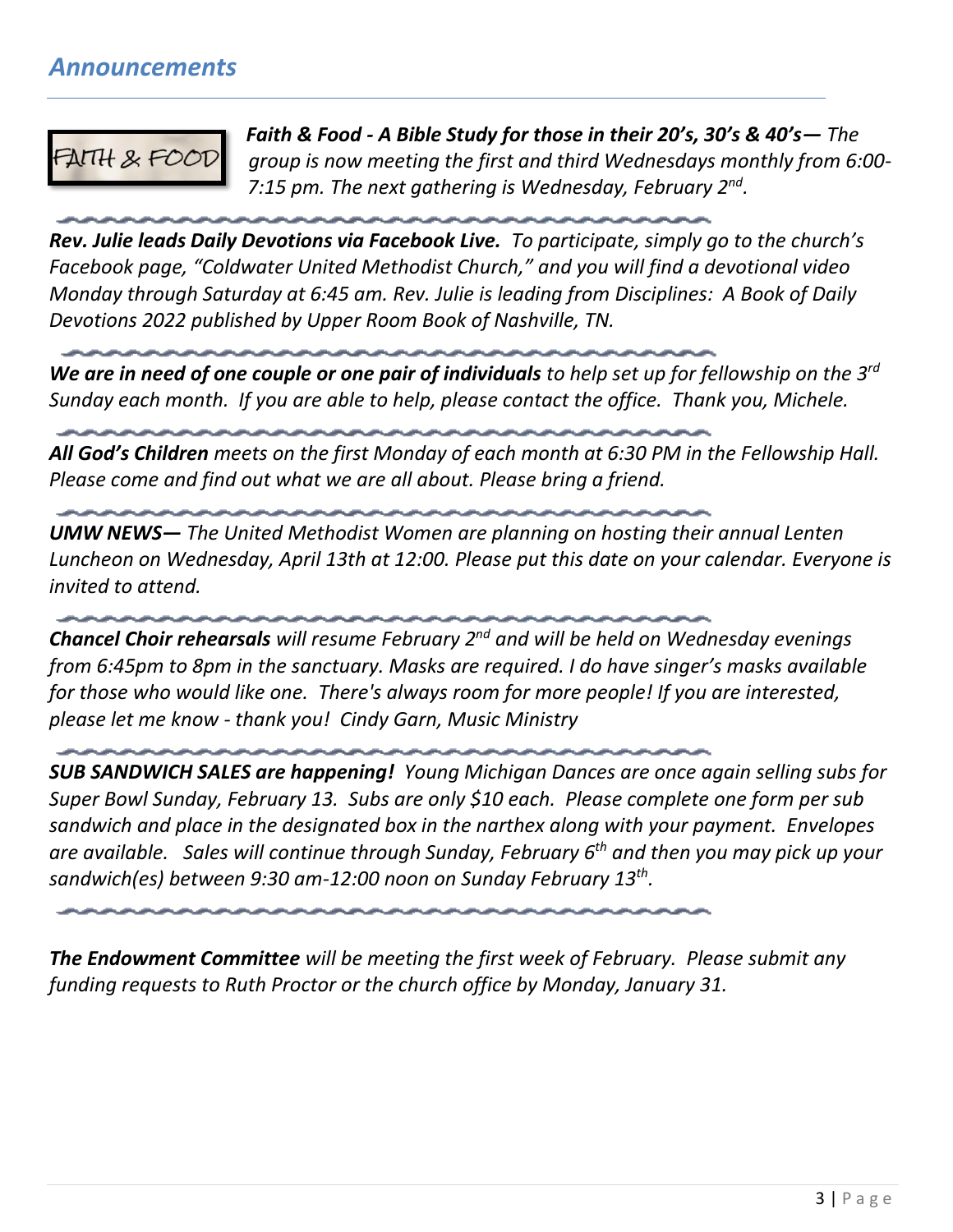## *Announcements*

***Faith & Food - A Bible Study for those in their 20's, 30's & 40's—*** *The group is now meeting the first and third Wednesdays monthly from 6:00-7:15 pm. The next gathering is Wednesday, February 2nd.*

---

***Rev. Julie leads Daily Devotions via Facebook Live.*** *To participate, simply go to the church's Facebook page, "Coldwater United Methodist Church," and you will find a devotional video Monday through Saturday at 6:45 am. Rev. Julie is leading from Disciplines: A Book of Daily Devotions 2022 published by Upper Room Book of Nashville, TN.*

---

***We are in need of one couple or one pair of individuals*** *to help set up for fellowship on the 3rd Sunday each month. If you are able to help, please contact the office. Thank you, Michele.*

---

***All God's Children*** *meets on the first Monday of each month at 6:30 PM in the Fellowship Hall. Please come and find out what we are all about. Please bring a friend.*

---

***UMW NEWS—*** *The United Methodist Women are planning on hosting their annual Lenten Luncheon on Wednesday, April 13th at 12:00. Please put this date on your calendar. Everyone is invited to attend.*

---

***Chancel Choir rehearsals*** *will resume February 2nd and will be held on Wednesday evenings from 6:45pm to 8pm in the sanctuary. Masks are required. I do have singer's masks available for those who would like one. There's always room for more people! If you are interested, please let me know - thank you! Cindy Garn, Music Ministry*

---

***SUB SANDWICH SALES are happening!*** *Young Michigan Dances are once again selling subs for Super Bowl Sunday, February 13. Subs are only $10 each. Please complete one form per sub sandwich and place in the designated box in the narthex along with your payment. Envelopes are available. Sales will continue through Sunday, February 6th and then you may pick up your sandwich(es) between 9:30 am-12:00 noon on Sunday February 13th.*

---

***The Endowment Committee*** *will be meeting the first week of February. Please submit any funding requests to Ruth Proctor or the church office by Monday, January 31.*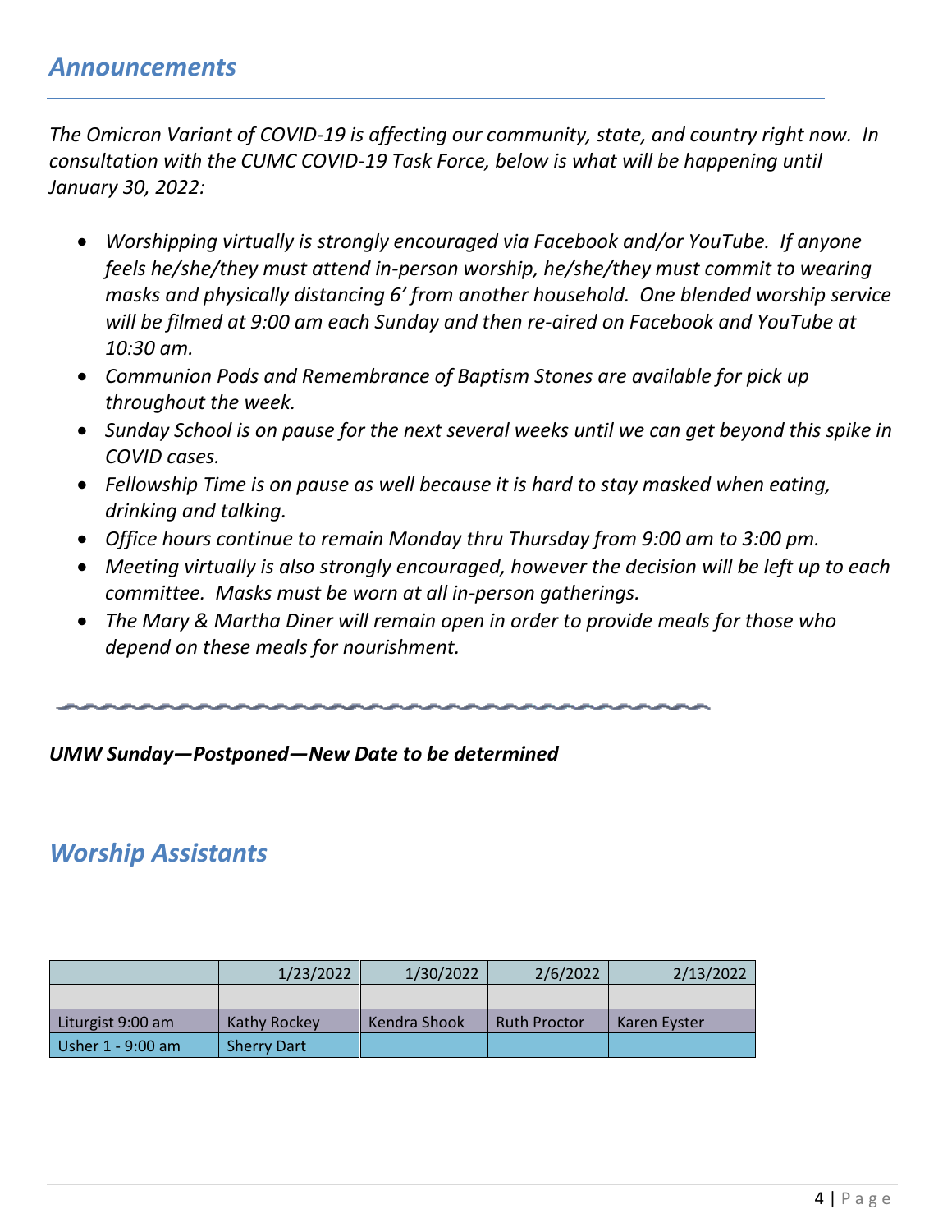## *Announcements*

*The Omicron Variant of COVID-19 is affecting our community, state, and country right now. In consultation with the CUMC COVID-19 Task Force, below is what will be happening until January 30, 2022:*

- *Worshipping virtually is strongly encouraged via Facebook and/or YouTube. If anyone feels he/she/they must attend in-person worship, he/she/they must commit to wearing masks and physically distancing 6' from another household. One blended worship service will be filmed at 9:00 am each Sunday and then re-aired on Facebook and YouTube at 10:30 am.*
- *Communion Pods and Remembrance of Baptism Stones are available for pick up throughout the week.*
- *Sunday School is on pause for the next several weeks until we can get beyond this spike in COVID cases.*
- *Fellowship Time is on pause as well because it is hard to stay masked when eating, drinking and talking.*
- *Office hours continue to remain Monday thru Thursday from 9:00 am to 3:00 pm.*
- *Meeting virtually is also strongly encouraged, however the decision will be left up to each committee. Masks must be worn at all in-person gatherings.*
- *The Mary & Martha Diner will remain open in order to provide meals for those who depend on these meals for nourishment.*

***UMW Sunday—Postponed—New Date to be determined***

## *Worship Assistants*

| | 1/23/2022 | 1/30/2022 | 2/6/2022 | 2/13/2022 |
|---|---|---|---|---|
| | | | | |
| Liturgist 9:00 am | Kathy Rockey | Kendra Shook | Ruth Proctor | Karen Eyster |
| Usher 1 - 9:00 am | Sherry Dart | | | |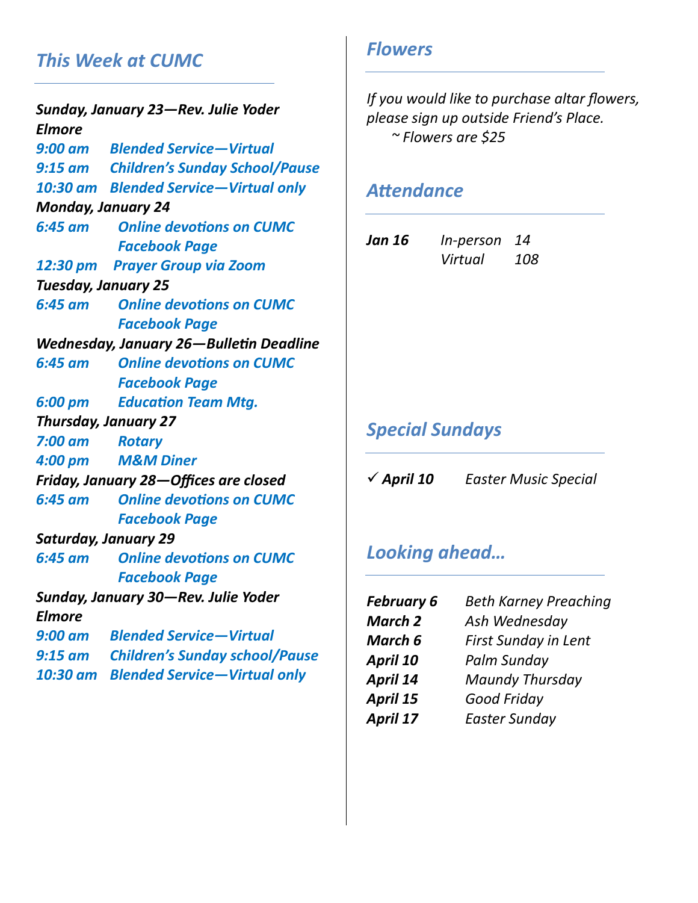## *This Week at CUMC*

***Sunday, January 23—Rev. Julie Yoder Elmore***

***9:00 am Blended Service—Virtual***
***9:15 am Children's Sunday School/Pause***
***10:30 am Blended Service—Virtual only***

***Monday, January 24***

***6:45 am Online devotions on CUMC Facebook Page***
***12:30 pm Prayer Group via Zoom***

***Tuesday, January 25***

***6:45 am Online devotions on CUMC Facebook Page***

***Wednesday, January 26—Bulletin Deadline***

***6:45 am Online devotions on CUMC Facebook Page***
***6:00 pm Education Team Mtg.***

***Thursday, January 27***

***7:00 am Rotary***
***4:00 pm M&M Diner***

***Friday, January 28—Offices are closed***

***6:45 am Online devotions on CUMC Facebook Page***

***Saturday, January 29***

***6:45 am Online devotions on CUMC Facebook Page***

***Sunday, January 30—Rev. Julie Yoder Elmore***

***9:00 am Blended Service—Virtual***
***9:15 am Children's Sunday school/Pause***
***10:30 am Blended Service—Virtual only***

## *Flowers*

*If you would like to purchase altar flowers, please sign up outside Friend's Place.*
*~ Flowers are $25*

## *Attendance*

| | | |
|---|---|---|
| ***Jan 16*** | *In-person* | *14* |
| | *Virtual* | *108* |

## *Special Sundays*

✓ ***April 10*** *Easter Music Special*

## *Looking ahead…*

| | |
|---|---|
| ***February 6*** | *Beth Karney Preaching* |
| ***March 2*** | *Ash Wednesday* |
| ***March 6*** | *First Sunday in Lent* |
| ***April 10*** | *Palm Sunday* |
| ***April 14*** | *Maundy Thursday* |
| ***April 15*** | *Good Friday* |
| ***April 17*** | *Easter Sunday* |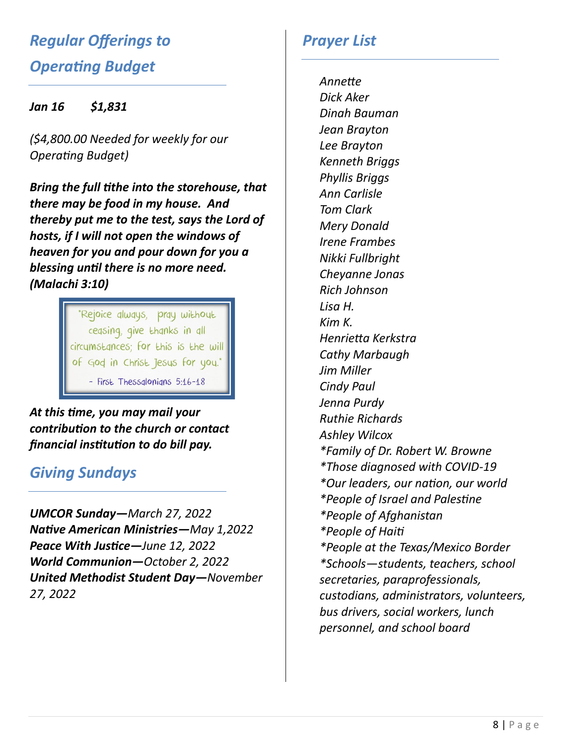## *Regular Offerings to Operating Budget*

***Jan 16 $1,831***

*($4,800.00 Needed for weekly for our Operating Budget)*

***Bring the full tithe into the storehouse, that there may be food in my house. And thereby put me to the test, says the Lord of hosts, if I will not open the windows of heaven for you and pour down for you a blessing until there is no more need. (Malachi 3:10)***

"Rejoice always, pray without ceasing, give thanks in all circumstances; for this is the will of God in Christ Jesus for you."

- First Thessalonians 5:16-18

***At this time, you may mail your contribution to the church or contact financial institution to do bill pay.***

## *Giving Sundays*

***UMCOR Sunday—****March 27, 2022*
***Native American Ministries—****May 1,2022*
***Peace With Justice—****June 12, 2022*
***World Communion—****October 2, 2022*
***United Methodist Student Day—****November 27, 2022*

## *Prayer List*

*Annette*
*Dick Aker*
*Dinah Bauman*
*Jean Brayton*
*Lee Brayton*
*Kenneth Briggs*
*Phyllis Briggs*
*Ann Carlisle*
*Tom Clark*
*Mery Donald*
*Irene Frambes*
*Nikki Fullbright*
*Cheyanne Jonas*
*Rich Johnson*
*Lisa H.*
*Kim K.*
*Henrietta Kerkstra*
*Cathy Marbaugh*
*Jim Miller*
*Cindy Paul*
*Jenna Purdy*
*Ruthie Richards*
*Ashley Wilcox*
*\*Family of Dr. Robert W. Browne*
*\*Those diagnosed with COVID-19*
*\*Our leaders, our nation, our world*
*\*People of Israel and Palestine*
*\*People of Afghanistan*
*\*People of Haiti*
*\*People at the Texas/Mexico Border*
*\*Schools—students, teachers, school secretaries, paraprofessionals, custodians, administrators, volunteers, bus drivers, social workers, lunch personnel, and school board*